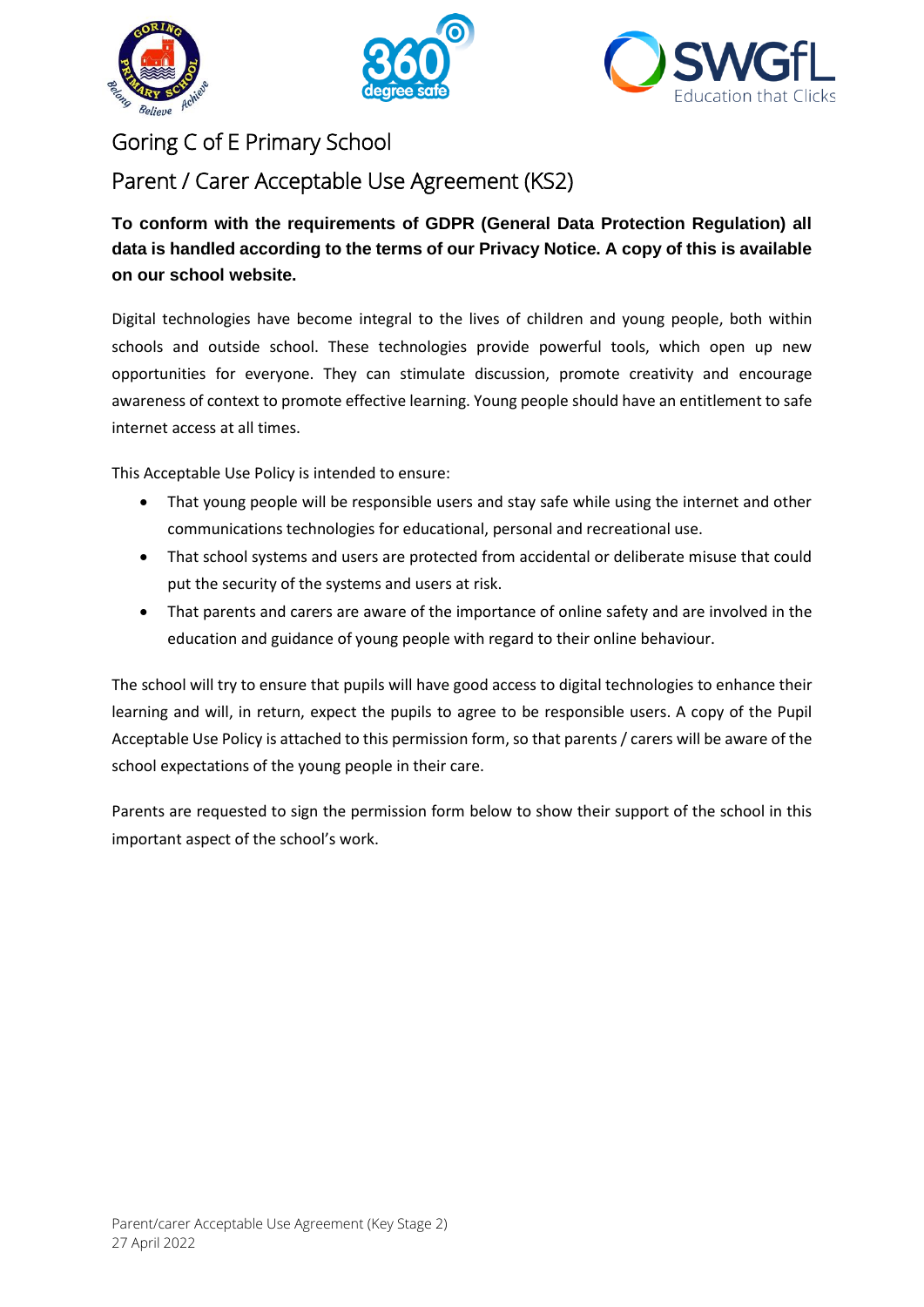# Goring C of E Primary School

## Parent / Carer Acceptable Use Agreement (KS2)

**To conform with the requirements of GDPR (General Data Protection Regulation) all data is handled according to the terms of our Privacy Notice. A copy of this is available on our school website.**

Digital technologies have become integral to the lives of children and young people, both within schools and outside school. These technologies provide powerful tools, which open up new opportunities for everyone. They can stimulate discussion, promote creativity and encourage awareness of context to promote effective learning. Young people should have an entitlement to safe internet access at all times.

This Acceptable Use Policy is intended to ensure:

- That young people will be responsible users and stay safe while using the internet and other communications technologies for educational, personal and recreational use.
- That school systems and users are protected from accidental or deliberate misuse that could put the security of the systems and users at risk.
- That parents and carers are aware of the importance of online safety and are involved in the education and guidance of young people with regard to their online behaviour.

The school will try to ensure that pupils will have good access to digital technologies to enhance their learning and will, in return, expect the pupils to agree to be responsible users. A copy of the Pupil Acceptable Use Policy is attached to this permission form, so that parents / carers will be aware of the school expectations of the young people in their care.

Parents are requested to sign the permission form below to show their support of the school in this important aspect of the school's work.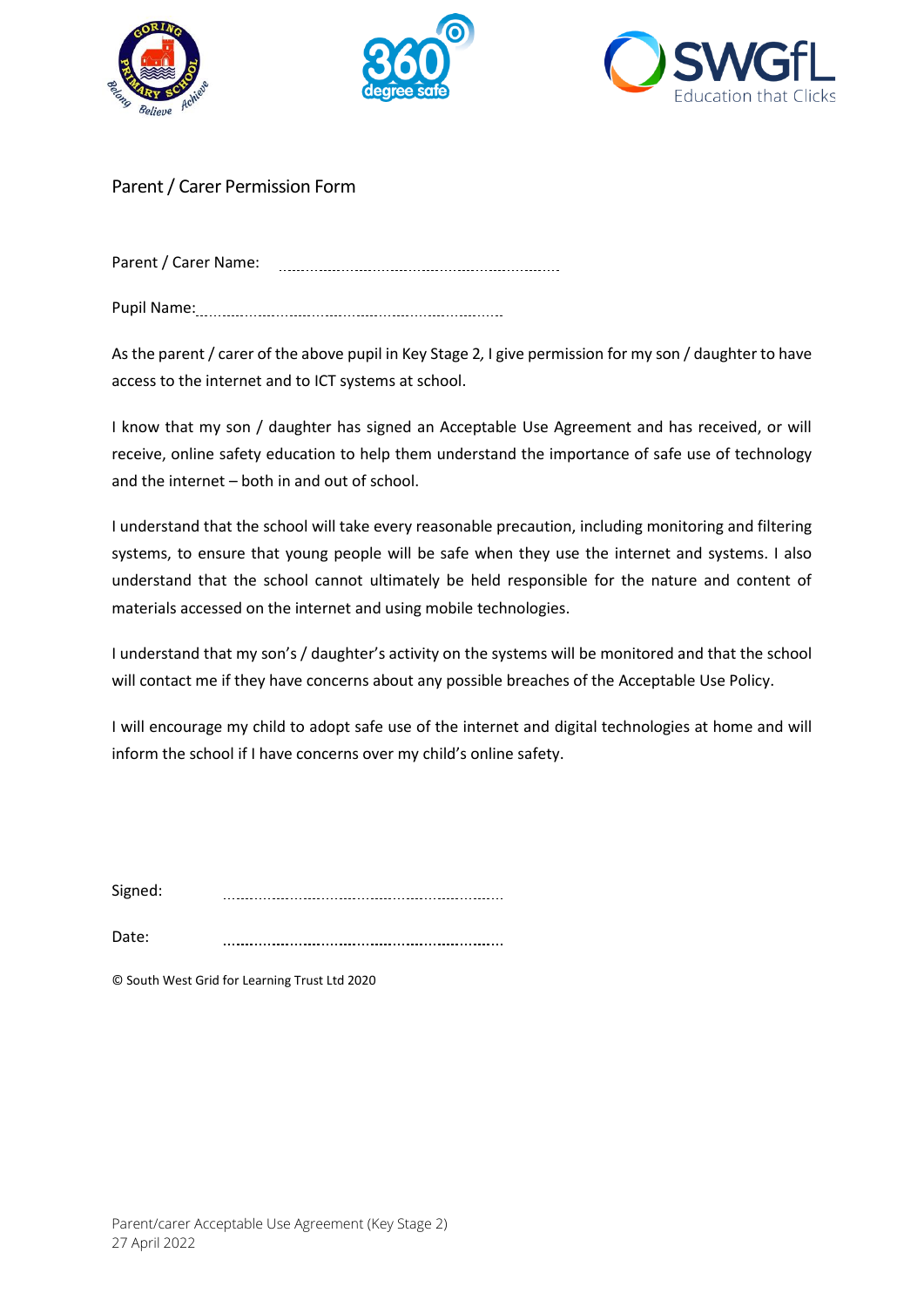## Parent / Carer Permission Form

Parent / Carer Name: ...............................................................

Pupil Name: ...............................................................

As the parent / carer of the above pupil in Key Stage 2, I give permission for my son / daughter to have access to the internet and to ICT systems at school.

I know that my son / daughter has signed an Acceptable Use Agreement and has received, or will receive, online safety education to help them understand the importance of safe use of technology and the internet – both in and out of school.

I understand that the school will take every reasonable precaution, including monitoring and filtering systems, to ensure that young people will be safe when they use the internet and systems. I also understand that the school cannot ultimately be held responsible for the nature and content of materials accessed on the internet and using mobile technologies.

I understand that my son's / daughter's activity on the systems will be monitored and that the school will contact me if they have concerns about any possible breaches of the Acceptable Use Policy.

I will encourage my child to adopt safe use of the internet and digital technologies at home and will inform the school if I have concerns over my child's online safety.

Signed: ...............................................................

Date: ...............................................................

© South West Grid for Learning Trust Ltd 2020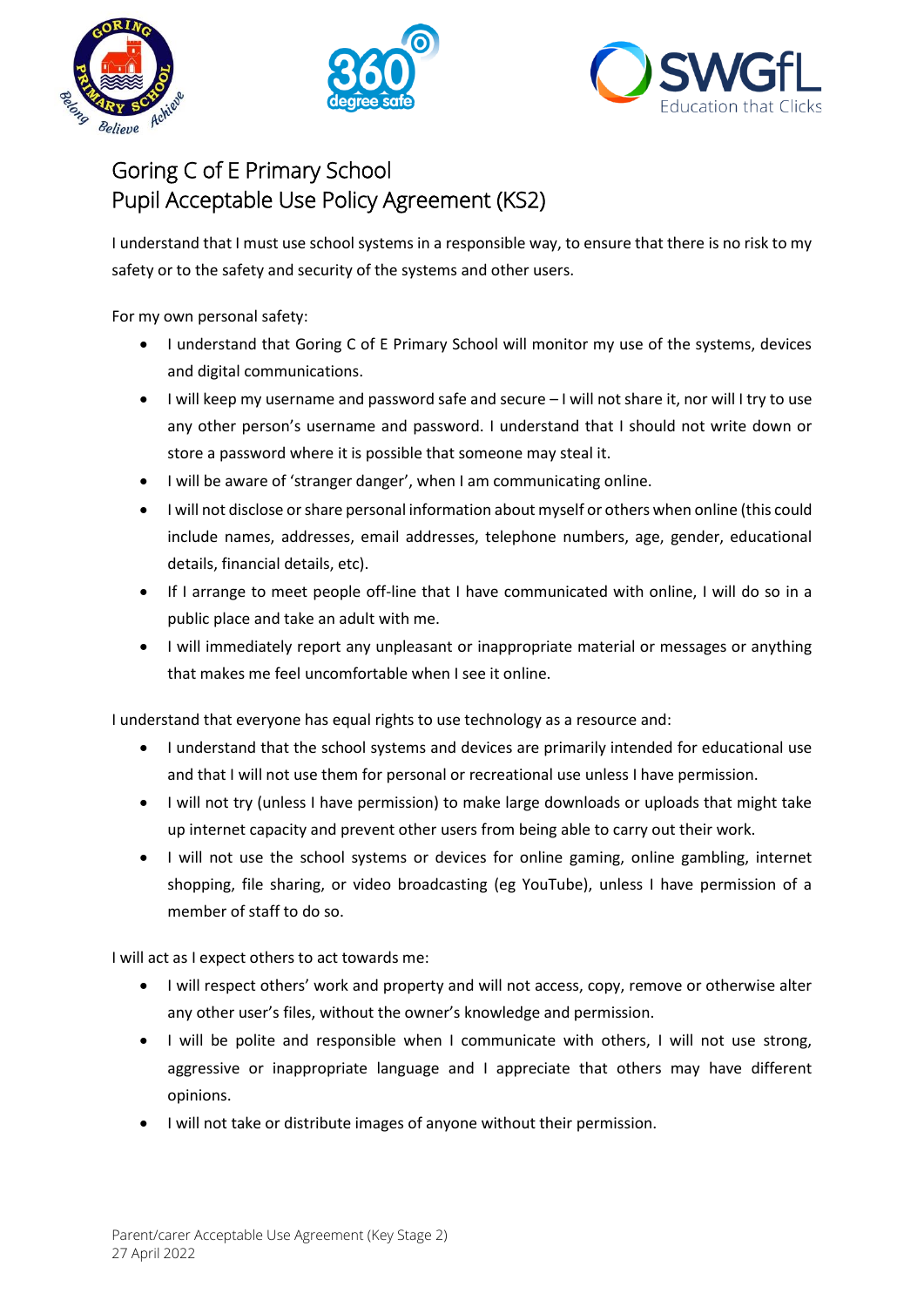# Goring C of E Primary School
# Pupil Acceptable Use Policy Agreement (KS2)

I understand that I must use school systems in a responsible way, to ensure that there is no risk to my safety or to the safety and security of the systems and other users.

For my own personal safety:

- I understand that Goring C of E Primary School will monitor my use of the systems, devices and digital communications.
- I will keep my username and password safe and secure – I will not share it, nor will I try to use any other person's username and password. I understand that I should not write down or store a password where it is possible that someone may steal it.
- I will be aware of 'stranger danger', when I am communicating online.
- I will not disclose or share personal information about myself or others when online (this could include names, addresses, email addresses, telephone numbers, age, gender, educational details, financial details, etc).
- If I arrange to meet people off-line that I have communicated with online, I will do so in a public place and take an adult with me.
- I will immediately report any unpleasant or inappropriate material or messages or anything that makes me feel uncomfortable when I see it online.

I understand that everyone has equal rights to use technology as a resource and:

- I understand that the school systems and devices are primarily intended for educational use and that I will not use them for personal or recreational use unless I have permission.
- I will not try (unless I have permission) to make large downloads or uploads that might take up internet capacity and prevent other users from being able to carry out their work.
- I will not use the school systems or devices for online gaming, online gambling, internet shopping, file sharing, or video broadcasting (eg YouTube), unless I have permission of a member of staff to do so.

I will act as I expect others to act towards me:

- I will respect others' work and property and will not access, copy, remove or otherwise alter any other user's files, without the owner's knowledge and permission.
- I will be polite and responsible when I communicate with others, I will not use strong, aggressive or inappropriate language and I appreciate that others may have different opinions.
- I will not take or distribute images of anyone without their permission.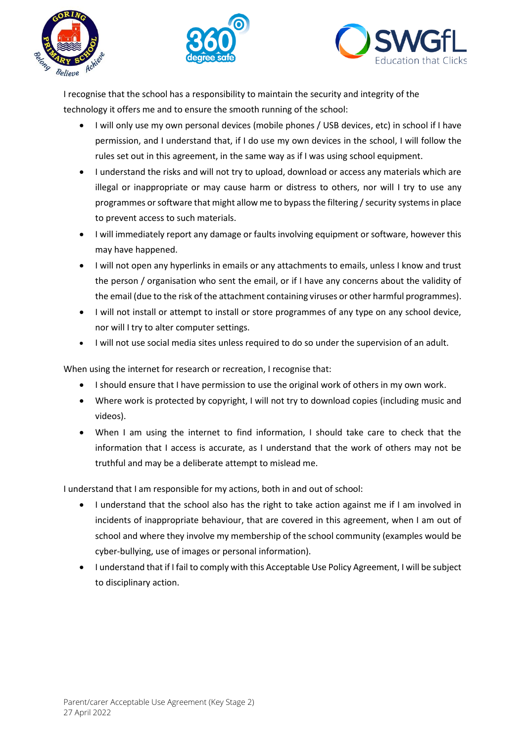I recognise that the school has a responsibility to maintain the security and integrity of the technology it offers me and to ensure the smooth running of the school:

- I will only use my own personal devices (mobile phones / USB devices, etc) in school if I have permission, and I understand that, if I do use my own devices in the school, I will follow the rules set out in this agreement, in the same way as if I was using school equipment.
- I understand the risks and will not try to upload, download or access any materials which are illegal or inappropriate or may cause harm or distress to others, nor will I try to use any programmes or software that might allow me to bypass the filtering / security systems in place to prevent access to such materials.
- I will immediately report any damage or faults involving equipment or software, however this may have happened.
- I will not open any hyperlinks in emails or any attachments to emails, unless I know and trust the person / organisation who sent the email, or if I have any concerns about the validity of the email (due to the risk of the attachment containing viruses or other harmful programmes).
- I will not install or attempt to install or store programmes of any type on any school device, nor will I try to alter computer settings.
- I will not use social media sites unless required to do so under the supervision of an adult.

When using the internet for research or recreation, I recognise that:

- I should ensure that I have permission to use the original work of others in my own work.
- Where work is protected by copyright, I will not try to download copies (including music and videos).
- When I am using the internet to find information, I should take care to check that the information that I access is accurate, as I understand that the work of others may not be truthful and may be a deliberate attempt to mislead me.

I understand that I am responsible for my actions, both in and out of school:

- I understand that the school also has the right to take action against me if I am involved in incidents of inappropriate behaviour, that are covered in this agreement, when I am out of school and where they involve my membership of the school community (examples would be cyber-bullying, use of images or personal information).
- I understand that if I fail to comply with this Acceptable Use Policy Agreement, I will be subject to disciplinary action.